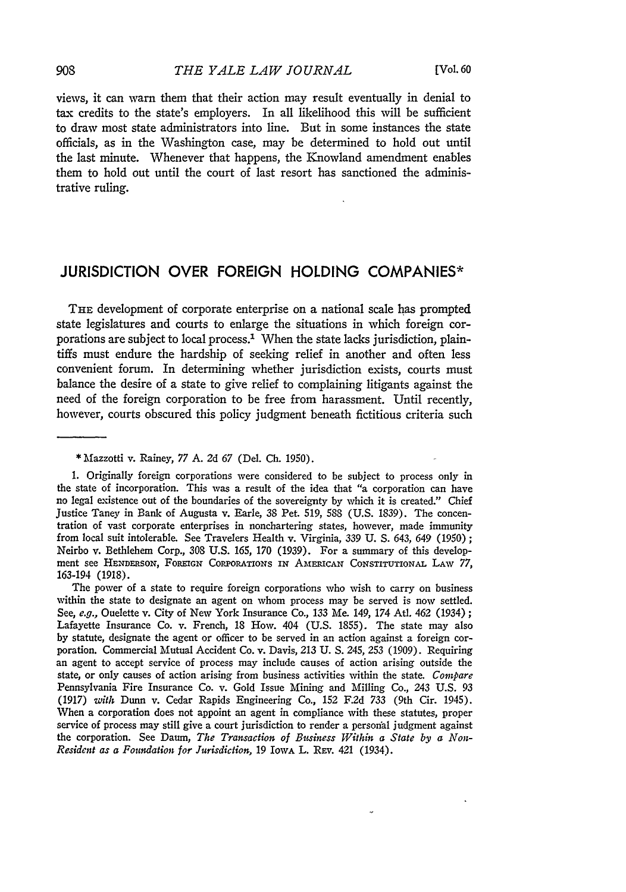views, it can warn them that their action may result eventually in denial to tax credits to the state's employers. In all likelihood this will be sufficient to draw most state administrators into line. But in some instances the state officials, as in the Washington case, may be determined to hold out until the last minute. Whenever that happens, the Knowland amendment enables them to hold out until the court of last resort has sanctioned the administrative ruling.

## JURISDICTION OVER FOREIGN HOLDING COMPANIES*

THE development of corporate enterprise on a national scale has prompted state legislatures and courts to enlarge the situations in which foreign corporations are subject to local process.[1] When the state lacks jurisdiction, plaintiffs must endure the hardship of seeking relief in another and often less convenient forum. In determining whether jurisdiction exists, courts must balance the desire of a state to give relief to complaining litigants against the need of the foreign corporation to be free from harassment. Until recently, however, courts obscured this policy judgment beneath fictitious criteria such

---

* Mazzotti v. Rainey, 77 A. 2d 67 (Del. Ch. 1950).

1. Originally foreign corporations were considered to be subject to process only in the state of incorporation. This was a result of the idea that "a corporation can have no legal existence out of the boundaries of the sovereignty by which it is created." Chief Justice Taney in Bank of Augusta v. Earle, 38 Pet. 519, 588 (U.S. 1839). The concentration of vast corporate enterprises in nonchartering states, however, made immunity from local suit intolerable. See Travelers Health v. Virginia, 339 U. S. 643, 649 (1950); Neirbo v. Bethlehem Corp., 308 U.S. 165, 170 (1939). For a summary of this development see HENDERSON, FOREIGN CORPORATIONS IN AMERICAN CONSTITUTIONAL LAW 77, 163-194 (1918).

The power of a state to require foreign corporations who wish to carry on business within the state to designate an agent on whom process may be served is now settled. See, *e.g.*, Ouelette v. City of New York Insurance Co., 133 Me. 149, 174 Atl. 462 (1934); Lafayette Insurance Co. v. French, 18 How. 404 (U.S. 1855). The state may also by statute, designate the agent or officer to be served in an action against a foreign corporation. Commercial Mutual Accident Co. v. Davis, 213 U. S. 245, 253 (1909). Requiring an agent to accept service of process may include causes of action arising outside the state, or only causes of action arising from business activities within the state. *Compare* Pennsylvania Fire Insurance Co. v. Gold Issue Mining and Milling Co., 243 U.S. 93 (1917) *with* Dunn v. Cedar Rapids Engineering Co., 152 F.2d 733 (9th Cir. 1945). When a corporation does not appoint an agent in compliance with these statutes, proper service of process may still give a court jurisdiction to render a personal judgment against the corporation. See Daum, *The Transaction of Business Within a State by a Non-Resident as a Foundation for Jurisdiction*, 19 IOWA L. REV. 421 (1934).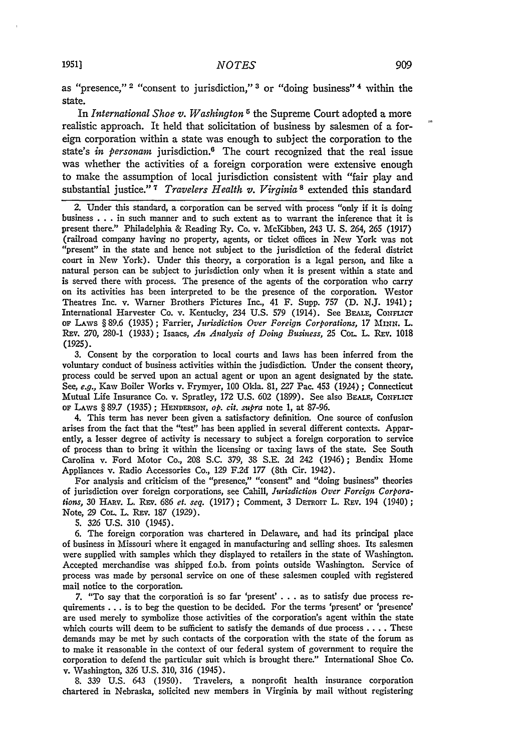as "presence,"[2] "consent to jurisdiction,"[3] or "doing business"[4] within the state.

In *International Shoe v. Washington*[5] the Supreme Court adopted a more realistic approach. It held that solicitation of business by salesmen of a foreign corporation within a state was enough to subject the corporation to the state's *in personam* jurisdiction.[6] The court recognized that the real issue was whether the activities of a foreign corporation were extensive enough to make the assumption of local jurisdiction consistent with "fair play and substantial justice."[7] *Travelers Health v. Virginia*[8] extended this standard

---

2. Under this standard, a corporation can be served with process "only if it is doing business . . . in such manner and to such extent as to warrant the inference that it is present there." Philadelphia & Reading Ry. Co. v. McKibben, 243 U. S. 264, 265 (1917) (railroad company having no property, agents, or ticket offices in New York was not "present" in the state and hence not subject to the jurisdiction of the federal district court in New York). Under this theory, a corporation is a legal person, and like a natural person can be subject to jurisdiction only when it is present within a state and is served there with process. The presence of the agents of the corporation who carry on its activities has been interpreted to be the presence of the corporation. Westor Theatres Inc. v. Warner Brothers Pictures Inc., 41 F. Supp. 757 (D. N.J. 1941); International Harvester Co. v. Kentucky, 234 U.S. 579 (1914). See BEALE, CONFLICT OF LAWS § 89.6 (1935); Farrier, *Jurisdiction Over Foreign Corporations*, 17 MINN. L. REV. 270, 280-1 (1933); Isaacs, *An Analysis of Doing Business*, 25 COL. L. REV. 1018 (1925).

3. Consent by the corporation to local courts and laws has been inferred from the voluntary conduct of business activities within the judisdiction. Under the consent theory, process could be served upon an actual agent or upon an agent designated by the state. See, *e.g.*, Kaw Boiler Works v. Frymyer, 100 Okla. 81, 227 Pac. 453 (1924); Connecticut Mutual Life Insurance Co. v. Spratley, 172 U.S. 602 (1899). See also BEALE, CONFLICT OF LAWS § 89.7 (1935); HENDERSON, *op. cit. supra* note 1, at 87-96.

4. This term has never been given a satisfactory definition. One source of confusion arises from the fact that the "test" has been applied in several different contexts. Apparently, a lesser degree of activity is necessary to subject a foreign corporation to service of process than to bring it within the licensing or taxing laws of the state. See South Carolina v. Ford Motor Co., 208 S.C. 379, 38 S.E. 2d 242 (1946); Bendix Home Appliances v. Radio Accessories Co., 129 F.2d 177 (8th Cir. 1942).

For analysis and criticism of the "presence," "consent" and "doing business" theories of jurisdiction over foreign corporations, see Cahill, *Jurisdiction Over Foreign Corporations*, 30 HARV. L. REV. 686 *et. seq.* (1917); Comment, 3 DETROIT L. REV. 194 (1940); Note, 29 COL. L. REV. 187 (1929).

5. 326 U.S. 310 (1945).

6. The foreign corporation was chartered in Delaware, and had its principal place of business in Missouri where it engaged in manufacturing and selling shoes. Its salesmen were supplied with samples which they displayed to retailers in the state of Washington. Accepted merchandise was shipped f.o.b. from points outside Washington. Service of process was made by personal service on one of these salesmen coupled with registered mail notice to the corporation.

7. "To say that the corporation is so far 'present' . . . as to satisfy due process requirements . . . is to beg the question to be decided. For the terms 'present' or 'presence' are used merely to symbolize those activities of the corporation's agent within the state which courts will deem to be sufficient to satisfy the demands of due process . . . . These demands may be met by such contacts of the corporation with the state of the forum as to make it reasonable in the context of our federal system of government to require the corporation to defend the particular suit which is brought there." International Shoe Co. v. Washington, 326 U.S. 310, 316 (1945).

8. 339 U.S. 643 (1950). Travelers, a nonprofit health insurance corporation chartered in Nebraska, solicited new members in Virginia by mail without registering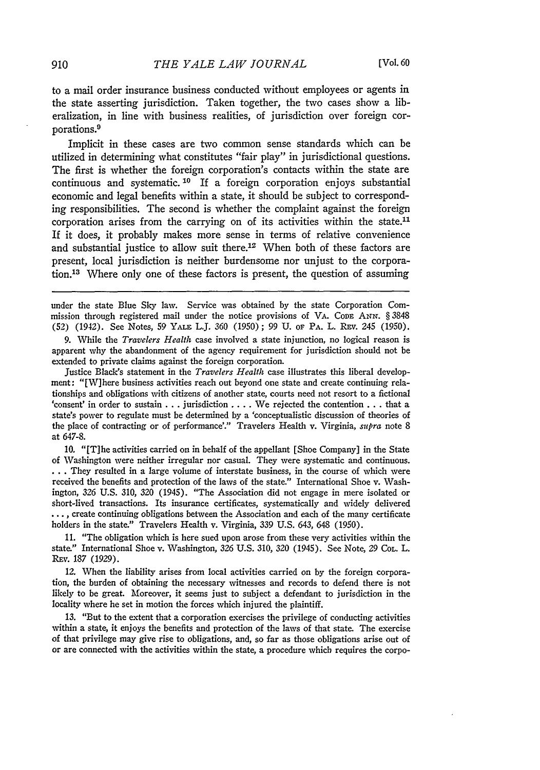to a mail order insurance business conducted without employees or agents in the state asserting jurisdiction. Taken together, the two cases show a liberalization, in line with business realities, of jurisdiction over foreign corporations.[9]

Implicit in these cases are two common sense standards which can be utilized in determining what constitutes "fair play" in jurisdictional questions. The first is whether the foreign corporation's contacts within the state are continuous and systematic.[10] If a foreign corporation enjoys substantial economic and legal benefits within a state, it should be subject to corresponding responsibilities. The second is whether the complaint against the foreign corporation arises from the carrying on of its activities within the state.[11] If it does, it probably makes more sense in terms of relative convenience and substantial justice to allow suit there.[12] When both of these factors are present, local jurisdiction is neither burdensome nor unjust to the corporation.[13] Where only one of these factors is present, the question of assuming

---

under the state Blue Sky law. Service was obtained by the state Corporation Commission through registered mail under the notice provisions of VA. CODE ANN. § 3848 (52) (1942). See Notes, 59 YALE L.J. 360 (1950); 99 U. OF PA. L. REV. 245 (1950).

9. While the *Travelers Health* case involved a state injunction, no logical reason is apparent why the abandonment of the agency requirement for jurisdiction should not be extended to private claims against the foreign corporation.

Justice Black's statement in the *Travelers Health* case illustrates this liberal development: "[W]here business activities reach out beyond one state and create continuing relationships and obligations with citizens of another state, courts need not resort to a fictional 'consent' in order to sustain . . . jurisdiction . . . . We rejected the contention . . . that a state's power to regulate must be determined by a 'conceptualistic discussion of theories of the place of contracting or of performance'." Travelers Health v. Virginia, *supra* note 8 at 647-8.

10. "[T]he activities carried on in behalf of the appellant [Shoe Company] in the State of Washington were neither irregular nor casual. They were systematic and continuous. . . . They resulted in a large volume of interstate business, in the course of which were received the benefits and protection of the laws of the state." International Shoe v. Washington, 326 U.S. 310, 320 (1945). "The Association did not engage in mere isolated or short-lived transactions. Its insurance certificates, systematically and widely delivered . . . , create continuing obligations between the Association and each of the many certificate holders in the state." Travelers Health v. Virginia, 339 U.S. 643, 648 (1950).

11. "The obligation which is here sued upon arose from these very activities within the state." International Shoe v. Washington, 326 U.S. 310, 320 (1945). See Note, 29 COL. L. REV. 187 (1929).

12. When the liability arises from local activities carried on by the foreign corporation, the burden of obtaining the necessary witnesses and records to defend there is not likely to be great. Moreover, it seems just to subject a defendant to jurisdiction in the locality where he set in motion the forces which injured the plaintiff.

13. "But to the extent that a corporation exercises the privilege of conducting activities within a state, it enjoys the benefits and protection of the laws of that state. The exercise of that privilege may give rise to obligations, and, so far as those obligations arise out of or are connected with the activities within the state, a procedure which requires the corpo-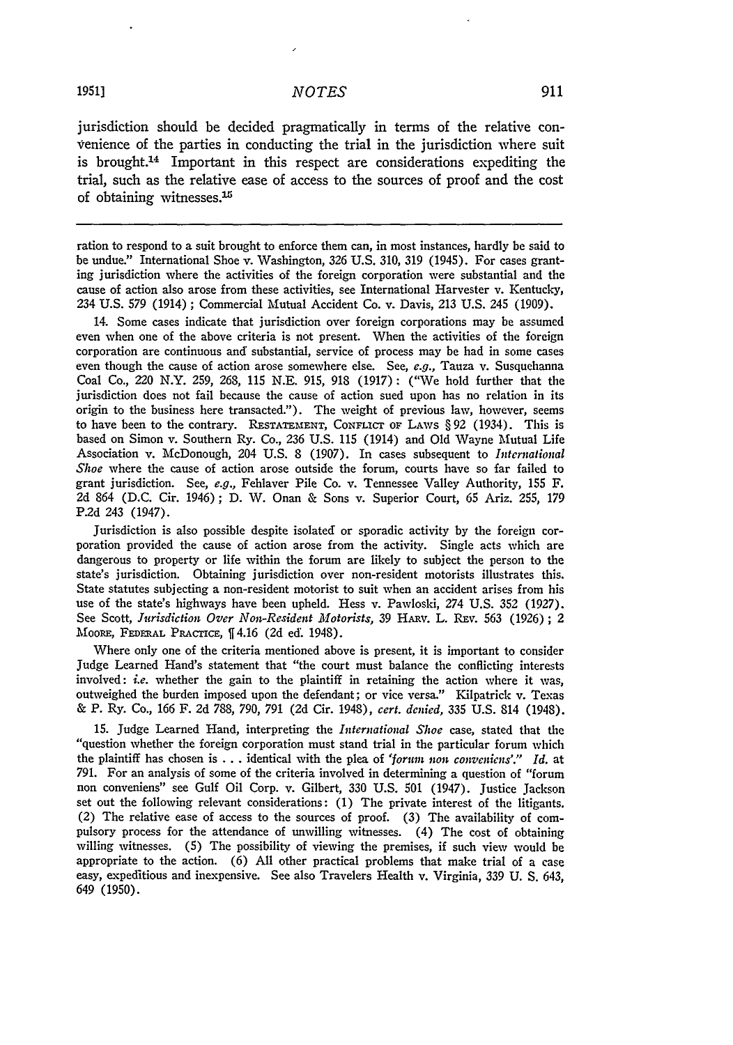jurisdiction should be decided pragmatically in terms of the relative convenience of the parties in conducting the trial in the jurisdiction where suit is brought.[14] Important in this respect are considerations expediting the trial, such as the relative ease of access to the sources of proof and the cost of obtaining witnesses.[15]

---

ration to respond to a suit brought to enforce them can, in most instances, hardly be said to be undue." International Shoe v. Washington, 326 U.S. 310, 319 (1945). For cases granting jurisdiction where the activities of the foreign corporation were substantial and the cause of action also arose from these activities, see International Harvester v. Kentucky, 234 U.S. 579 (1914); Commercial Mutual Accident Co. v. Davis, 213 U.S. 245 (1909).

14. Some cases indicate that jurisdiction over foreign corporations may be assumed even when one of the above criteria is not present. When the activities of the foreign corporation are continuous and substantial, service of process may be had in some cases even though the cause of action arose somewhere else. See, *e.g.*, Tauza v. Susquehanna Coal Co., 220 N.Y. 259, 268, 115 N.E. 915, 918 (1917): ("We hold further that the jurisdiction does not fail because the cause of action sued upon has no relation in its origin to the business here transacted."). The weight of previous law, however, seems to have been to the contrary. RESTATEMENT, CONFLICT OF LAWS § 92 (1934). This is based on Simon v. Southern Ry. Co., 236 U.S. 115 (1914) and Old Wayne Mutual Life Association v. McDonough, 204 U.S. 8 (1907). In cases subsequent to *International Shoe* where the cause of action arose outside the forum, courts have so far failed to grant jurisdiction. See, *e.g.*, Fehlaver Pile Co. v. Tennessee Valley Authority, 155 F. 2d 864 (D.C. Cir. 1946); D. W. Onan & Sons v. Superior Court, 65 Ariz. 255, 179 P.2d 243 (1947).

Jurisdiction is also possible despite isolated or sporadic activity by the foreign corporation provided the cause of action arose from the activity. Single acts which are dangerous to property or life within the forum are likely to subject the person to the state's jurisdiction. Obtaining jurisdiction over non-resident motorists illustrates this. State statutes subjecting a non-resident motorist to suit when an accident arises from his use of the state's highways have been upheld. Hess v. Pawloski, 274 U.S. 352 (1927). See Scott, *Jurisdiction Over Non-Resident Motorists*, 39 HARV. L. REV. 563 (1926); 2 MOORE, FEDERAL PRACTICE, ¶ 4.16 (2d ed. 1948).

Where only one of the criteria mentioned above is present, it is important to consider Judge Learned Hand's statement that "the court must balance the conflicting interests involved: *i.e.* whether the gain to the plaintiff in retaining the action where it was, outweighed the burden imposed upon the defendant; or vice versa." Kilpatrick v. Texas & P. Ry. Co., 166 F. 2d 788, 790, 791 (2d Cir. 1948), *cert. denied*, 335 U.S. 814 (1948).

15. Judge Learned Hand, interpreting the *International Shoe* case, stated that the "question whether the foreign corporation must stand trial in the particular forum which the plaintiff has chosen is . . . identical with the plea of '*forum non conveniens*'." *Id.* at 791. For an analysis of some of the criteria involved in determining a question of "forum non conveniens" see Gulf Oil Corp. v. Gilbert, 330 U.S. 501 (1947). Justice Jackson set out the following relevant considerations: (1) The private interest of the litigants. (2) The relative ease of access to the sources of proof. (3) The availability of compulsory process for the attendance of unwilling witnesses. (4) The cost of obtaining willing witnesses. (5) The possibility of viewing the premises, if such view would be appropriate to the action. (6) All other practical problems that make trial of a case easy, expeditious and inexpensive. See also Travelers Health v. Virginia, 339 U. S. 643, 649 (1950).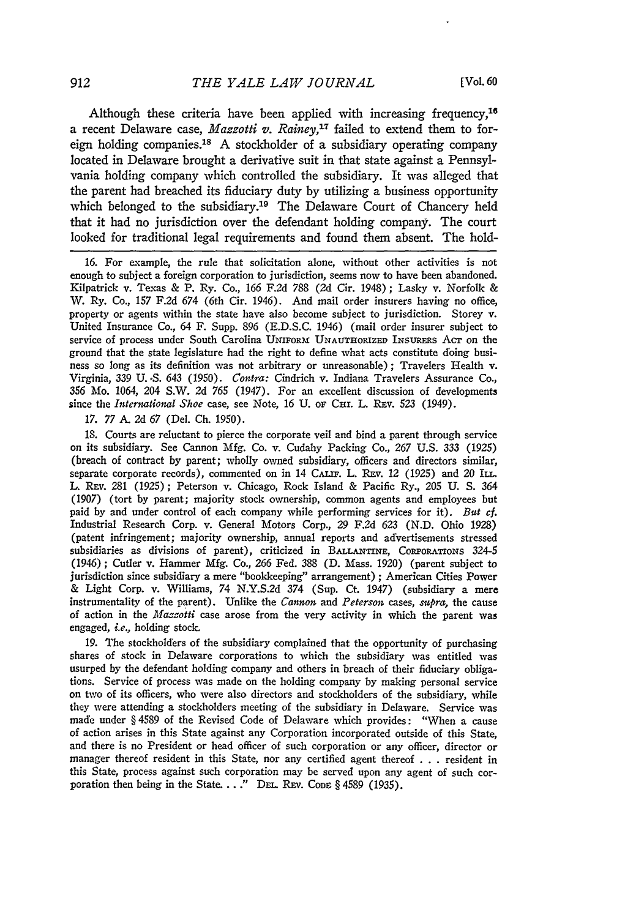Although these criteria have been applied with increasing frequency,[16] a recent Delaware case, *Mazzotti v. Rainey*,[17] failed to extend them to foreign holding companies.[18] A stockholder of a subsidiary operating company located in Delaware brought a derivative suit in that state against a Pennsylvania holding company which controlled the subsidiary. It was alleged that the parent had breached its fiduciary duty by utilizing a business opportunity which belonged to the subsidiary.[19] The Delaware Court of Chancery held that it had no jurisdiction over the defendant holding company. The court looked for traditional legal requirements and found them absent. The hold-

---

16. For example, the rule that solicitation alone, without other activities is not enough to subject a foreign corporation to jurisdiction, seems now to have been abandoned. Kilpatrick v. Texas & P. Ry. Co., 166 F.2d 788 (2d Cir. 1948); Lasky v. Norfolk & W. Ry. Co., 157 F.2d 674 (6th Cir. 1946). And mail order insurers having no office, property or agents within the state have also become subject to jurisdiction. Storey v. United Insurance Co., 64 F. Supp. 896 (E.D.S.C. 1946) (mail order insurer subject to service of process under South Carolina UNIFORM UNAUTHORIZED INSURERS ACT on the ground that the state legislature had the right to define what acts constitute doing business so long as its definition was not arbitrary or unreasonable); Travelers Health v. Virginia, 339 U.S. 643 (1950). *Contra:* Cindrich v. Indiana Travelers Assurance Co., 356 Mo. 1064, 204 S.W. 2d 765 (1947). For an excellent discussion of developments since the *International Shoe* case, see Note, 16 U. OF CHI. L. REV. 523 (1949).

17. 77 A. 2d 67 (Del. Ch. 1950).

18. Courts are reluctant to pierce the corporate veil and bind a parent through service on its subsidiary. See Cannon Mfg. Co. v. Cudahy Packing Co., 267 U.S. 333 (1925) (breach of contract by parent; wholly owned subsidiary, officers and directors similar, separate corporate records), commented on in 14 CALIF. L. REV. 12 (1925) and 20 ILL. L. REV. 281 (1925); Peterson v. Chicago, Rock Island & Pacific Ry., 205 U. S. 364 (1907) (tort by parent; majority stock ownership, common agents and employees but paid by and under control of each company while performing services for it). *But cf.* Industrial Research Corp. v. General Motors Corp., 29 F.2d 623 (N.D. Ohio 1928) (patent infringement; majority ownership, annual reports and advertisements stressed subsidiaries as divisions of parent), criticized in BALLANTINE, CORPORATIONS 324-5 (1946); Cutler v. Hammer Mfg. Co., 266 Fed. 388 (D. Mass. 1920) (parent subject to jurisdiction since subsidiary a mere "bookkeeping" arrangement); American Cities Power & Light Corp. v. Williams, 74 N.Y.S.2d 374 (Sup. Ct. 1947) (subsidiary a mere instrumentality of the parent). Unlike the *Cannon* and *Peterson* cases, *supra,* the cause of action in the *Mazzotti* case arose from the very activity in which the parent was engaged, *i.e.,* holding stock.

19. The stockholders of the subsidiary complained that the opportunity of purchasing shares of stock in Delaware corporations to which the subsidiary was entitled was usurped by the defendant holding company and others in breach of their fiduciary obligations. Service of process was made on the holding company by making personal service on two of its officers, who were also directors and stockholders of the subsidiary, while they were attending a stockholders meeting of the subsidiary in Delaware. Service was made under § 4589 of the Revised Code of Delaware which provides: "When a cause of action arises in this State against any Corporation incorporated outside of this State, and there is no President or head officer of such corporation or any officer, director or manager thereof resident in this State, nor any certified agent thereof . . . resident in this State, process against such corporation may be served upon any agent of such corporation then being in the State. . . ." DEL. REV. CODE § 4589 (1935).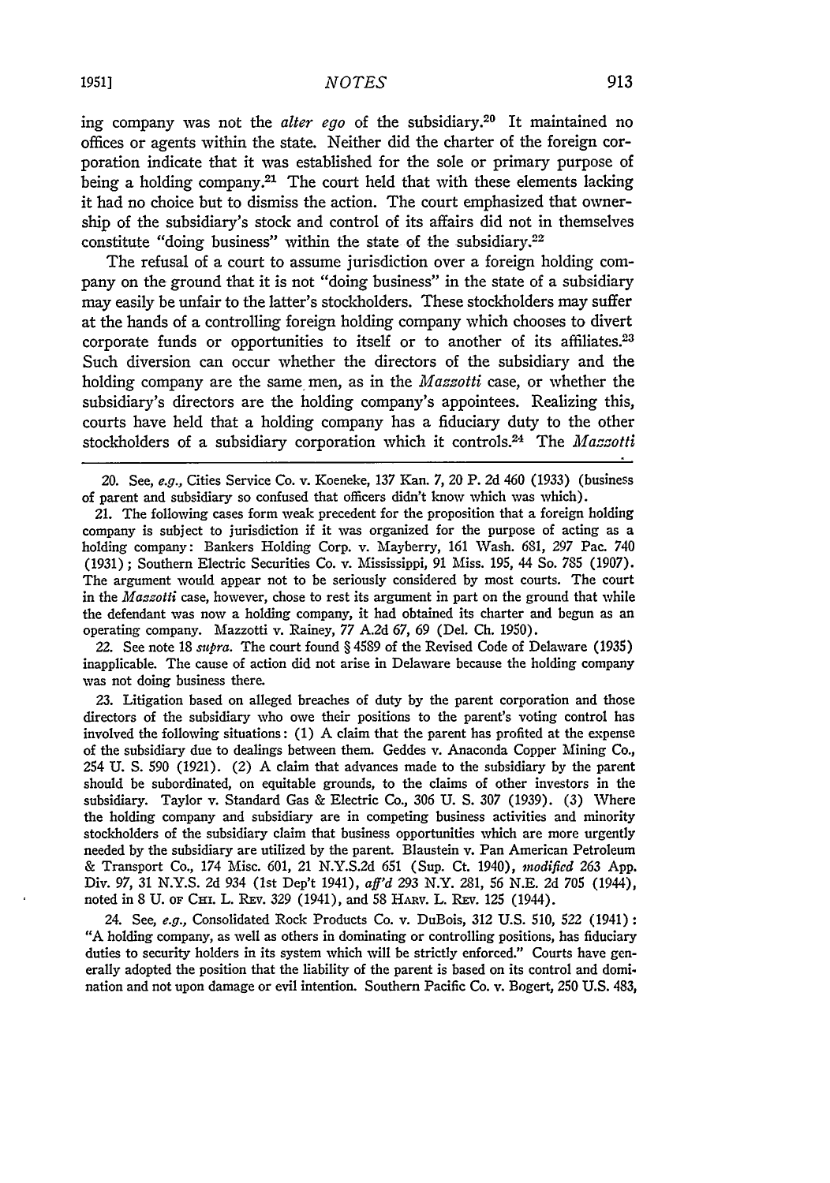ing company was not the *alter ego* of the subsidiary.[20] It maintained no offices or agents within the state. Neither did the charter of the foreign corporation indicate that it was established for the sole or primary purpose of being a holding company.[21] The court held that with these elements lacking it had no choice but to dismiss the action. The court emphasized that ownership of the subsidiary's stock and control of its affairs did not in themselves constitute "doing business" within the state of the subsidiary.[22]

The refusal of a court to assume jurisdiction over a foreign holding company on the ground that it is not "doing business" in the state of a subsidiary may easily be unfair to the latter's stockholders. These stockholders may suffer at the hands of a controlling foreign holding company which chooses to divert corporate funds or opportunities to itself or to another of its affiliates.[23] Such diversion can occur whether the directors of the subsidiary and the holding company are the same men, as in the *Mazzotti* case, or whether the subsidiary's directors are the holding company's appointees. Realizing this, courts have held that a holding company has a fiduciary duty to the other stockholders of a subsidiary corporation which it controls.[24] The *Mazzotti*

---

20. See, *e.g.*, Cities Service Co. v. Koeneke, 137 Kan. 7, 20 P. 2d 460 (1933) (business of parent and subsidiary so confused that officers didn't know which was which).

21. The following cases form weak precedent for the proposition that a foreign holding company is subject to jurisdiction if it was organized for the purpose of acting as a holding company: Bankers Holding Corp. v. Mayberry, 161 Wash. 681, 297 Pac. 740 (1931); Southern Electric Securities Co. v. Mississippi, 91 Miss. 195, 44 So. 785 (1907). The argument would appear not to be seriously considered by most courts. The court in the *Mazzotti* case, however, chose to rest its argument in part on the ground that while the defendant was now a holding company, it had obtained its charter and begun as an operating company. Mazzotti v. Rainey, 77 A.2d 67, 69 (Del. Ch. 1950).

22. See note 18 *supra*. The court found § 4589 of the Revised Code of Delaware (1935) inapplicable. The cause of action did not arise in Delaware because the holding company was not doing business there.

23. Litigation based on alleged breaches of duty by the parent corporation and those directors of the subsidiary who owe their positions to the parent's voting control has involved the following situations: (1) A claim that the parent has profited at the expense of the subsidiary due to dealings between them. Geddes v. Anaconda Copper Mining Co., 254 U. S. 590 (1921). (2) A claim that advances made to the subsidiary by the parent should be subordinated, on equitable grounds, to the claims of other investors in the subsidiary. Taylor v. Standard Gas & Electric Co., 306 U. S. 307 (1939). (3) Where the holding company and subsidiary are in competing business activities and minority stockholders of the subsidiary claim that business opportunities which are more urgently needed by the subsidiary are utilized by the parent. Blaustein v. Pan American Petroleum & Transport Co., 174 Misc. 601, 21 N.Y.S.2d 651 (Sup. Ct. 1940), *modified* 263 App. Div. 97, 31 N.Y.S. 2d 934 (1st Dep't 1941), *aff'd* 293 N.Y. 281, 56 N.E. 2d 705 (1944), noted in 8 U. of Chi. L. Rev. 329 (1941), and 58 Harv. L. Rev. 125 (1944).

24. See, *e.g.*, Consolidated Rock Products Co. v. DuBois, 312 U.S. 510, 522 (1941): "A holding company, as well as others in dominating or controlling positions, has fiduciary duties to security holders in its system which will be strictly enforced." Courts have generally adopted the position that the liability of the parent is based on its control and domination and not upon damage or evil intention. Southern Pacific Co. v. Bogert, 250 U.S. 483,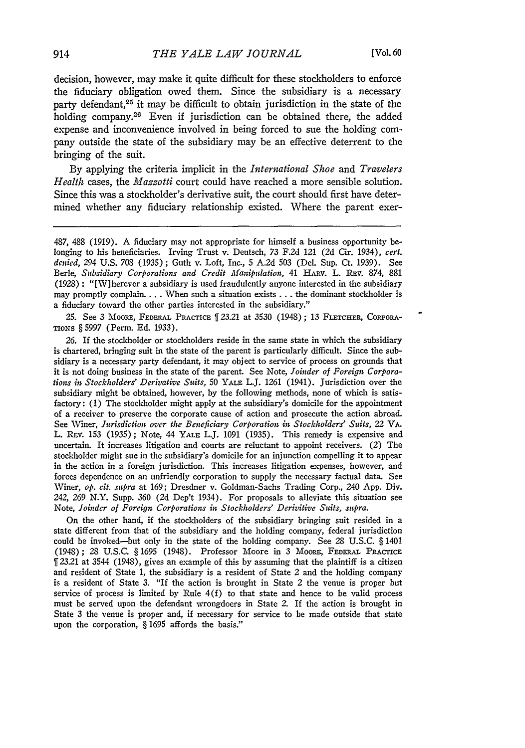decision, however, may make it quite difficult for these stockholders to enforce the fiduciary obligation owed them. Since the subsidiary is a necessary party defendant,[25] it may be difficult to obtain jurisdiction in the state of the holding company.[26] Even if jurisdiction can be obtained there, the added expense and inconvenience involved in being forced to sue the holding company outside the state of the subsidiary may be an effective deterrent to the bringing of the suit.

By applying the criteria implicit in the *International Shoe* and *Travelers Health* cases, the *Mazzotti* court could have reached a more sensible solution. Since this was a stockholder's derivative suit, the court should first have determined whether any fiduciary relationship existed. Where the parent exer-

---

487, 488 (1919). A fiduciary may not appropriate for himself a business opportunity belonging to his beneficiaries. Irving Trust v. Deutsch, 73 F.2d 121 (2d Cir. 1934), *cert. denied*, 294 U.S. 708 (1935); Guth v. Loft, Inc., 5 A.2d 503 (Del. Sup. Ct. 1939). See Berle, *Subsidiary Corporations and Credit Manipulation*, 41 HARV. L. REV. 874, 881 (1928): "[W]herever a subsidiary is used fraudulently anyone interested in the subsidiary may promptly complain. . . . When such a situation exists . . . the dominant stockholder is a fiduciary toward the other parties interested in the subsidiary."

25. See 3 MOORE, FEDERAL PRACTICE ¶ 23.21 at 3530 (1948); 13 FLETCHER, CORPORATIONS § 5997 (Perm. Ed. 1933).

26. If the stockholder or stockholders reside in the same state in which the subsidiary is chartered, bringing suit in the state of the parent is particularly difficult. Since the subsidiary is a necessary party defendant, it may object to service of process on grounds that it is not doing business in the state of the parent. See Note, *Joinder of Foreign Corporations in Stockholders' Derivative Suits*, 50 YALE L.J. 1261 (1941). Jurisdiction over the subsidiary might be obtained, however, by the following methods, none of which is satisfactory: (1) The stockholder might apply at the subsidiary's domicile for the appointment of a receiver to preserve the corporate cause of action and prosecute the action abroad. See Winer, *Jurisdiction over the Beneficiary Corporation in Stockholders' Suits*, 22 VA. L. REV. 153 (1935); Note, 44 YALE L.J. 1091 (1935). This remedy is expensive and uncertain. It increases litigation and courts are reluctant to appoint receivers. (2) The stockholder might sue in the subsidiary's domicile for an injunction compelling it to appear in the action in a foreign jurisdiction. This increases litigation expenses, however, and forces dependence on an unfriendly corporation to supply the necessary factual data. See Winer, *op. cit. supra* at 169; Dresdner v. Goldman-Sachs Trading Corp., 240 App. Div. 242, 269 N.Y. Supp. 360 (2d Dep't 1934). For proposals to alleviate this situation see Note, *Joinder of Foreign Corporations in Stockholders' Derivitive Suits, supra*.

On the other hand, if the stockholders of the subsidiary bringing suit resided in a state different from that of the subsidiary and the holding company, federal jurisdiction could be invoked—but only in the state of the holding company. See 28 U.S.C. § 1401 (1948); 28 U.S.C. § 1695 (1948). Professor Moore in 3 MOORE, FEDERAL PRACTICE ¶ 23.21 at 3544 (1948), gives an example of this by assuming that the plaintiff is a citizen and resident of State 1, the subsidiary is a resident of State 2 and the holding company is a resident of State 3. "If the action is brought in State 2 the venue is proper but service of process is limited by Rule 4(f) to that state and hence to be valid process must be served upon the defendant wrongdoers in State 2. If the action is brought in State 3 the venue is proper and, if necessary for service to be made outside that state upon the corporation, § 1695 affords the basis."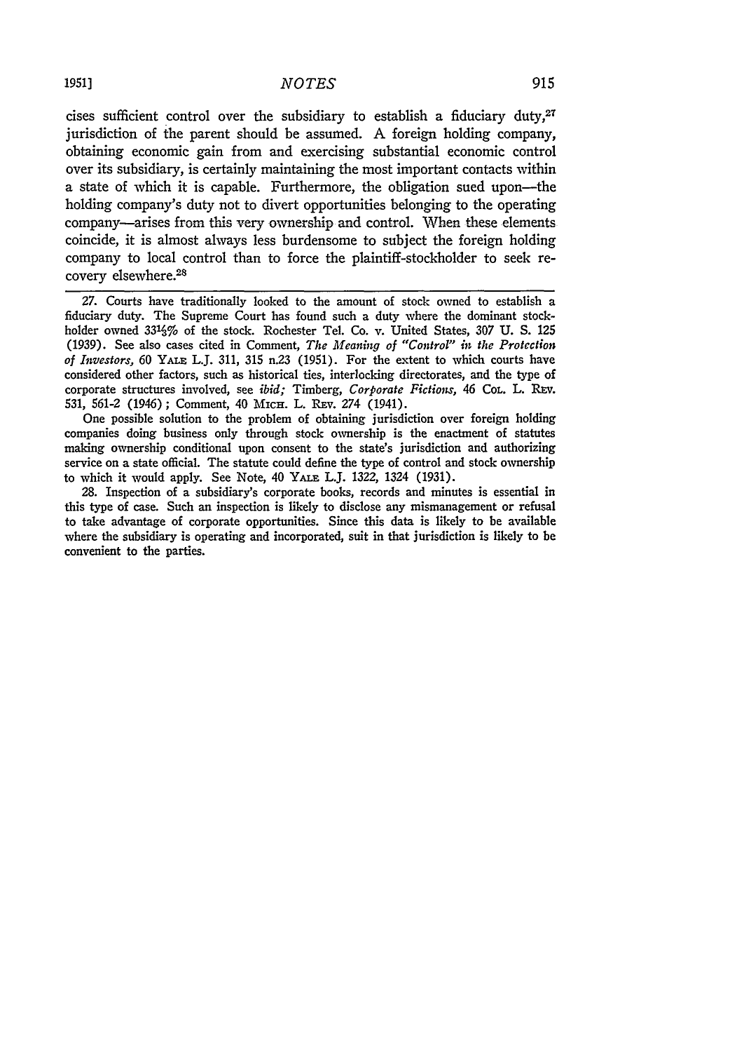cises sufficient control over the subsidiary to establish a fiduciary duty,[27] jurisdiction of the parent should be assumed. A foreign holding company, obtaining economic gain from and exercising substantial economic control over its subsidiary, is certainly maintaining the most important contacts within a state of which it is capable. Furthermore, the obligation sued upon—the holding company's duty not to divert opportunities belonging to the operating company—arises from this very ownership and control. When these elements coincide, it is almost always less burdensome to subject the foreign holding company to local control than to force the plaintiff-stockholder to seek recovery elsewhere.[28]

---

27. Courts have traditionally looked to the amount of stock owned to establish a fiduciary duty. The Supreme Court has found such a duty where the dominant stockholder owned 33⅓% of the stock. Rochester Tel. Co. v. United States, 307 U. S. 125 (1939). See also cases cited in Comment, *The Meaning of "Control" in the Protection of Investors,* 60 YALE L.J. 311, 315 n.23 (1951). For the extent to which courts have considered other factors, such as historical ties, interlocking directorates, and the type of corporate structures involved, see *ibid;* Timberg, *Corporate Fictions,* 46 COL. L. REV. 531, 561-2 (1946); Comment, 40 MICH. L. REV. 274 (1941).

One possible solution to the problem of obtaining jurisdiction over foreign holding companies doing business only through stock ownership is the enactment of statutes making ownership conditional upon consent to the state's jurisdiction and authorizing service on a state official. The statute could define the type of control and stock ownership to which it would apply. See Note, 40 YALE L.J. 1322, 1324 (1931).

28. Inspection of a subsidiary's corporate books, records and minutes is essential in this type of case. Such an inspection is likely to disclose any mismanagement or refusal to take advantage of corporate opportunities. Since this data is likely to be available where the subsidiary is operating and incorporated, suit in that jurisdiction is likely to be convenient to the parties.